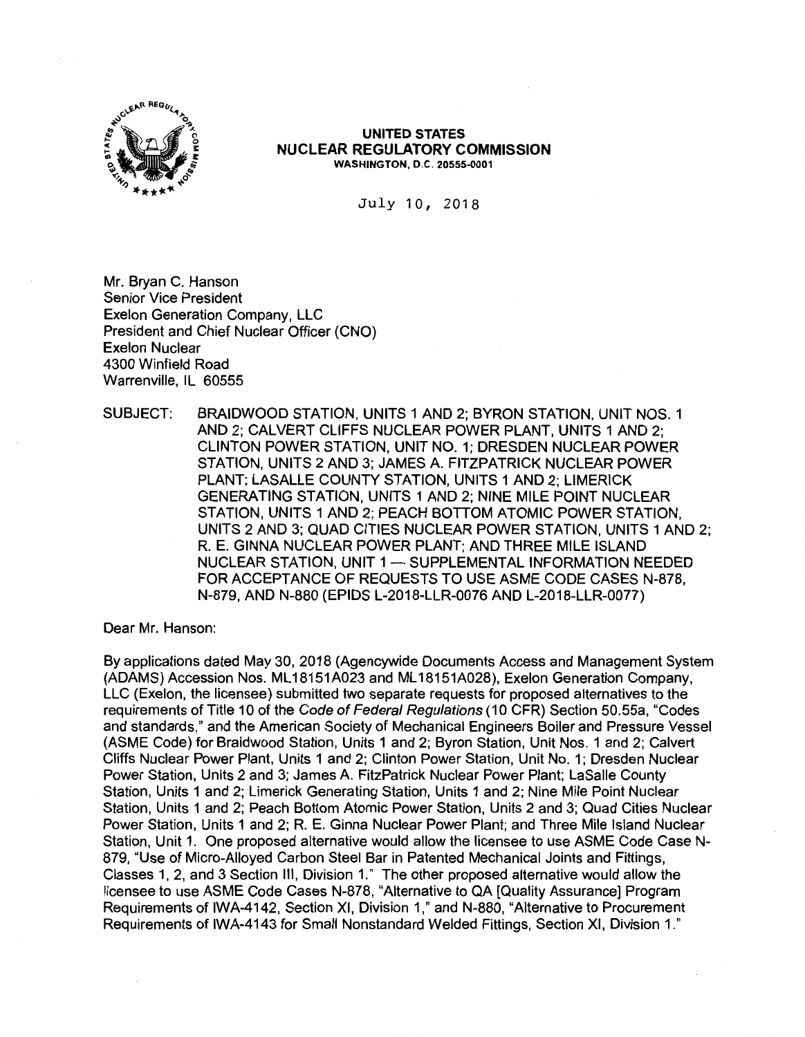**UNITED STATES**
**NUCLEAR REGULATORY COMMISSION**
**WASHINGTON, D.C. 20555-0001**

July 10, 2018

Mr. Bryan C. Hanson
Senior Vice President
Exelon Generation Company, LLC
President and Chief Nuclear Officer (CNO)
Exelon Nuclear
4300 Winfield Road
Warrenville, IL 60555

SUBJECT: BRAIDWOOD STATION, UNITS 1 AND 2; BYRON STATION, UNIT NOS. 1 AND 2; CALVERT CLIFFS NUCLEAR POWER PLANT, UNITS 1 AND 2; CLINTON POWER STATION, UNIT NO. 1; DRESDEN NUCLEAR POWER STATION, UNITS 2 AND 3; JAMES A. FITZPATRICK NUCLEAR POWER PLANT; LASALLE COUNTY STATION, UNITS 1 AND 2; LIMERICK GENERATING STATION, UNITS 1 AND 2; NINE MILE POINT NUCLEAR STATION, UNITS 1 AND 2; PEACH BOTTOM ATOMIC POWER STATION, UNITS 2 AND 3; QUAD CITIES NUCLEAR POWER STATION, UNITS 1 AND 2; R. E. GINNA NUCLEAR POWER PLANT; AND THREE MILE ISLAND NUCLEAR STATION, UNIT 1 — SUPPLEMENTAL INFORMATION NEEDED FOR ACCEPTANCE OF REQUESTS TO USE ASME CODE CASES N-878, N-879, AND N-880 (EPIDS L-2018-LLR-0076 AND L-2018-LLR-0077)

Dear Mr. Hanson:

By applications dated May 30, 2018 (Agencywide Documents Access and Management System (ADAMS) Accession Nos. ML18151A023 and ML18151A028), Exelon Generation Company, LLC (Exelon, the licensee) submitted two separate requests for proposed alternatives to the requirements of Title 10 of the *Code of Federal Regulations* (10 CFR) Section 50.55a, "Codes and standards," and the American Society of Mechanical Engineers Boiler and Pressure Vessel (ASME Code) for Braidwood Station, Units 1 and 2; Byron Station, Unit Nos. 1 and 2; Calvert Cliffs Nuclear Power Plant, Units 1 and 2; Clinton Power Station, Unit No. 1; Dresden Nuclear Power Station, Units 2 and 3; James A. FitzPatrick Nuclear Power Plant; LaSalle County Station, Units 1 and 2; Limerick Generating Station, Units 1 and 2; Nine Mile Point Nuclear Station, Units 1 and 2; Peach Bottom Atomic Power Station, Units 2 and 3; Quad Cities Nuclear Power Station, Units 1 and 2; R. E. Ginna Nuclear Power Plant; and Three Mile Island Nuclear Station, Unit 1. One proposed alternative would allow the licensee to use ASME Code Case N-879, "Use of Micro-Alloyed Carbon Steel Bar in Patented Mechanical Joints and Fittings, Classes 1, 2, and 3 Section III, Division 1." The other proposed alternative would allow the licensee to use ASME Code Cases N-878, "Alternative to QA [Quality Assurance] Program Requirements of IWA-4142, Section XI, Division 1," and N-880, "Alternative to Procurement Requirements of IWA-4143 for Small Nonstandard Welded Fittings, Section XI, Division 1."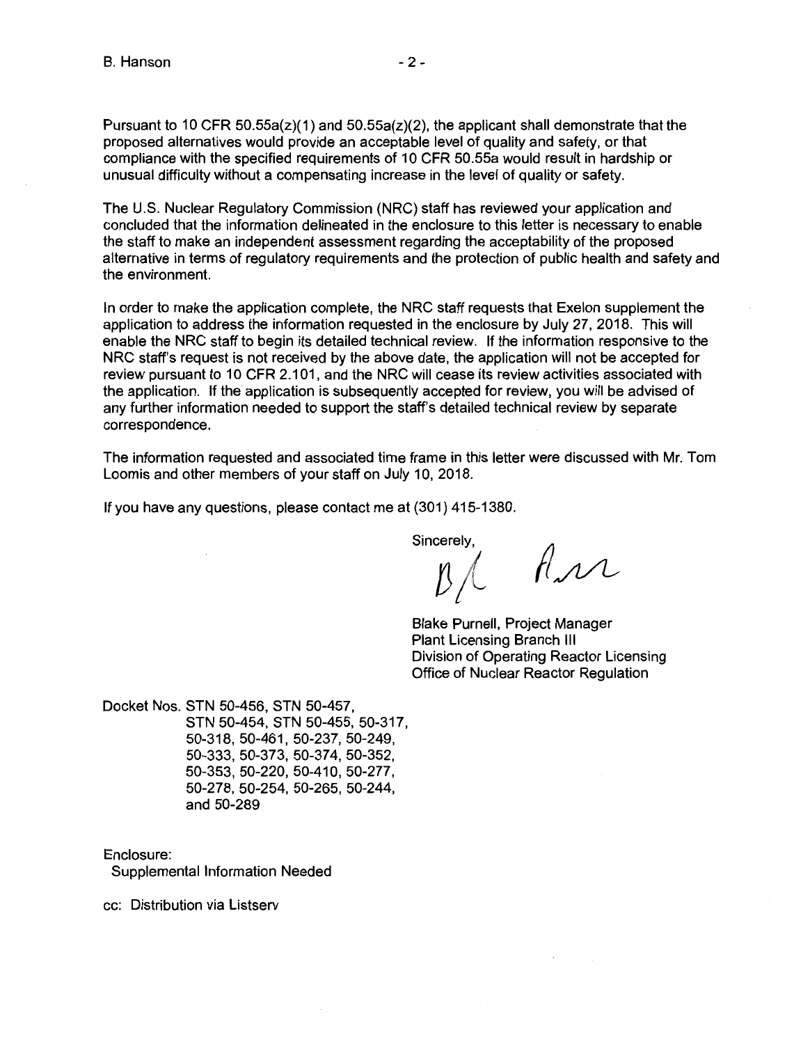Pursuant to 10 CFR 50.55a(z)(1) and 50.55a(z)(2), the applicant shall demonstrate that the proposed alternatives would provide an acceptable level of quality and safety, or that compliance with the specified requirements of 10 CFR 50.55a would result in hardship or unusual difficulty without a compensating increase in the level of quality or safety.

The U.S. Nuclear Regulatory Commission (NRC) staff has reviewed your application and concluded that the information delineated in the enclosure to this letter is necessary to enable the staff to make an independent assessment regarding the acceptability of the proposed alternative in terms of regulatory requirements and the protection of public health and safety and the environment.

In order to make the application complete, the NRC staff requests that Exelon supplement the application to address the information requested in the enclosure by July 27, 2018. This will enable the NRC staff to begin its detailed technical review. If the information responsive to the NRC staff's request is not received by the above date, the application will not be accepted for review pursuant to 10 CFR 2.101, and the NRC will cease its review activities associated with the application. If the application is subsequently accepted for review, you will be advised of any further information needed to support the staff's detailed technical review by separate correspondence.

The information requested and associated time frame in this letter were discussed with Mr. Tom Loomis and other members of your staff on July 10, 2018.

If you have any questions, please contact me at (301) 415-1380.

Sincerely,

Blake Purnell, Project Manager
Plant Licensing Branch III
Division of Operating Reactor Licensing
Office of Nuclear Reactor Regulation

Docket Nos. STN 50-456, STN 50-457, STN 50-454, STN 50-455, 50-317, 50-318, 50-461, 50-237, 50-249, 50-333, 50-373, 50-374, 50-352, 50-353, 50-220, 50-410, 50-277, 50-278, 50-254, 50-265, 50-244, and 50-289

Enclosure:
Supplemental Information Needed

cc: Distribution via Listserv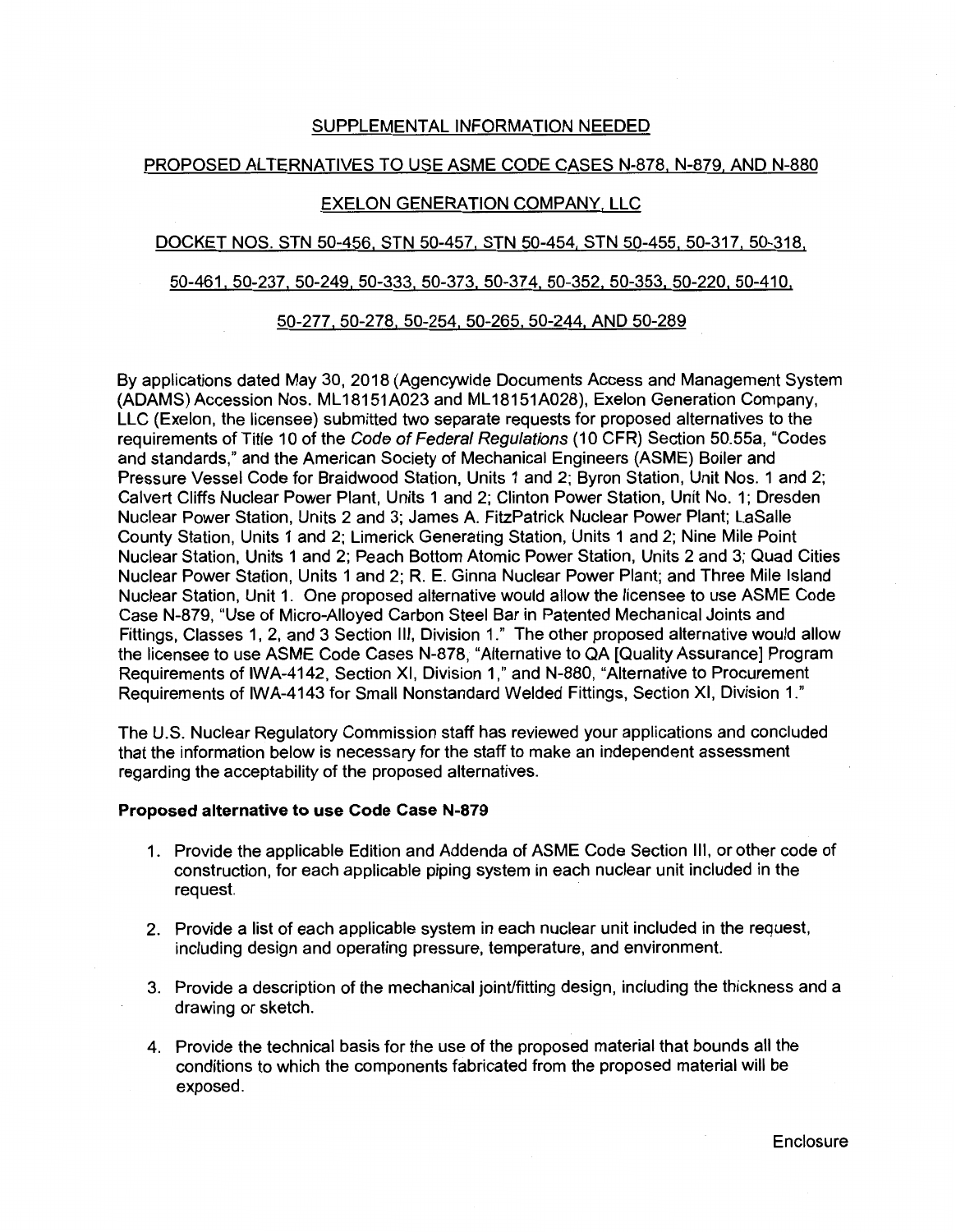# SUPPLEMENTAL INFORMATION NEEDED

## PROPOSED ALTERNATIVES TO USE ASME CODE CASES N-878, N-879, AND N-880

## EXELON GENERATION COMPANY, LLC

## DOCKET NOS. STN 50-456, STN 50-457, STN 50-454, STN 50-455, 50-317, 50-318, 50-461, 50-237, 50-249, 50-333, 50-373, 50-374, 50-352, 50-353, 50-220, 50-410, 50-277, 50-278, 50-254, 50-265, 50-244, AND 50-289

By applications dated May 30, 2018 (Agencywide Documents Access and Management System (ADAMS) Accession Nos. ML18151A023 and ML18151A028), Exelon Generation Company, LLC (Exelon, the licensee) submitted two separate requests for proposed alternatives to the requirements of Title 10 of the *Code of Federal Regulations* (10 CFR) Section 50.55a, "Codes and standards," and the American Society of Mechanical Engineers (ASME) Boiler and Pressure Vessel Code for Braidwood Station, Units 1 and 2; Byron Station, Unit Nos. 1 and 2; Calvert Cliffs Nuclear Power Plant, Units 1 and 2; Clinton Power Station, Unit No. 1; Dresden Nuclear Power Station, Units 2 and 3; James A. FitzPatrick Nuclear Power Plant; LaSalle County Station, Units 1 and 2; Limerick Generating Station, Units 1 and 2; Nine Mile Point Nuclear Station, Units 1 and 2; Peach Bottom Atomic Power Station, Units 2 and 3; Quad Cities Nuclear Power Station, Units 1 and 2; R. E. Ginna Nuclear Power Plant; and Three Mile Island Nuclear Station, Unit 1. One proposed alternative would allow the licensee to use ASME Code Case N-879, "Use of Micro-Alloyed Carbon Steel Bar in Patented Mechanical Joints and Fittings, Classes 1, 2, and 3 Section III, Division 1." The other proposed alternative would allow the licensee to use ASME Code Cases N-878, "Alternative to QA [Quality Assurance] Program Requirements of IWA-4142, Section XI, Division 1," and N-880, "Alternative to Procurement Requirements of IWA-4143 for Small Nonstandard Welded Fittings, Section XI, Division 1."

The U.S. Nuclear Regulatory Commission staff has reviewed your applications and concluded that the information below is necessary for the staff to make an independent assessment regarding the acceptability of the proposed alternatives.

**Proposed alternative to use Code Case N-879**

1. Provide the applicable Edition and Addenda of ASME Code Section III, or other code of construction, for each applicable piping system in each nuclear unit included in the request.

2. Provide a list of each applicable system in each nuclear unit included in the request, including design and operating pressure, temperature, and environment.

3. Provide a description of the mechanical joint/fitting design, including the thickness and a drawing or sketch.

4. Provide the technical basis for the use of the proposed material that bounds all the conditions to which the components fabricated from the proposed material will be exposed.

Enclosure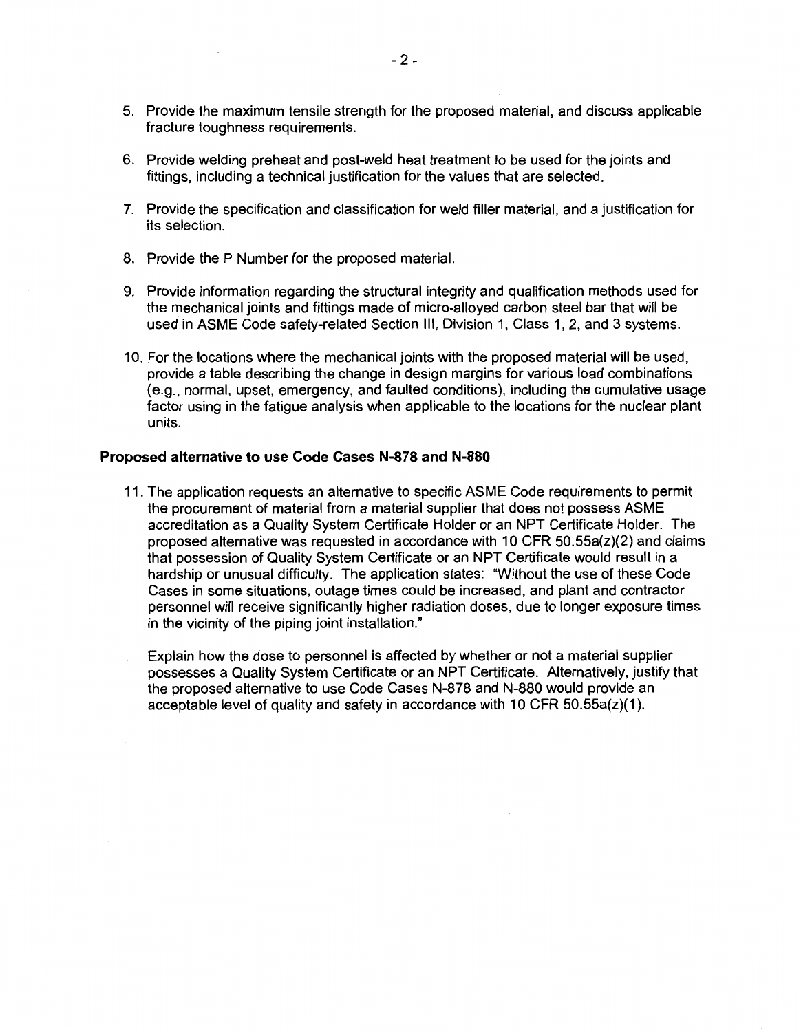5. Provide the maximum tensile strength for the proposed material, and discuss applicable fracture toughness requirements.

6. Provide welding preheat and post-weld heat treatment to be used for the joints and fittings, including a technical justification for the values that are selected.

7. Provide the specification and classification for weld filler material, and a justification for its selection.

8. Provide the P Number for the proposed material.

9. Provide information regarding the structural integrity and qualification methods used for the mechanical joints and fittings made of micro-alloyed carbon steel bar that will be used in ASME Code safety-related Section III, Division 1, Class 1, 2, and 3 systems.

10. For the locations where the mechanical joints with the proposed material will be used, provide a table describing the change in design margins for various load combinations (e.g., normal, upset, emergency, and faulted conditions), including the cumulative usage factor using in the fatigue analysis when applicable to the locations for the nuclear plant units.

**Proposed alternative to use Code Cases N-878 and N-880**

11. The application requests an alternative to specific ASME Code requirements to permit the procurement of material from a material supplier that does not possess ASME accreditation as a Quality System Certificate Holder or an NPT Certificate Holder. The proposed alternative was requested in accordance with 10 CFR 50.55a(z)(2) and claims that possession of Quality System Certificate or an NPT Certificate would result in a hardship or unusual difficulty. The application states: "Without the use of these Code Cases in some situations, outage times could be increased, and plant and contractor personnel will receive significantly higher radiation doses, due to longer exposure times in the vicinity of the piping joint installation."

    Explain how the dose to personnel is affected by whether or not a material supplier possesses a Quality System Certificate or an NPT Certificate. Alternatively, justify that the proposed alternative to use Code Cases N-878 and N-880 would provide an acceptable level of quality and safety in accordance with 10 CFR 50.55a(z)(1).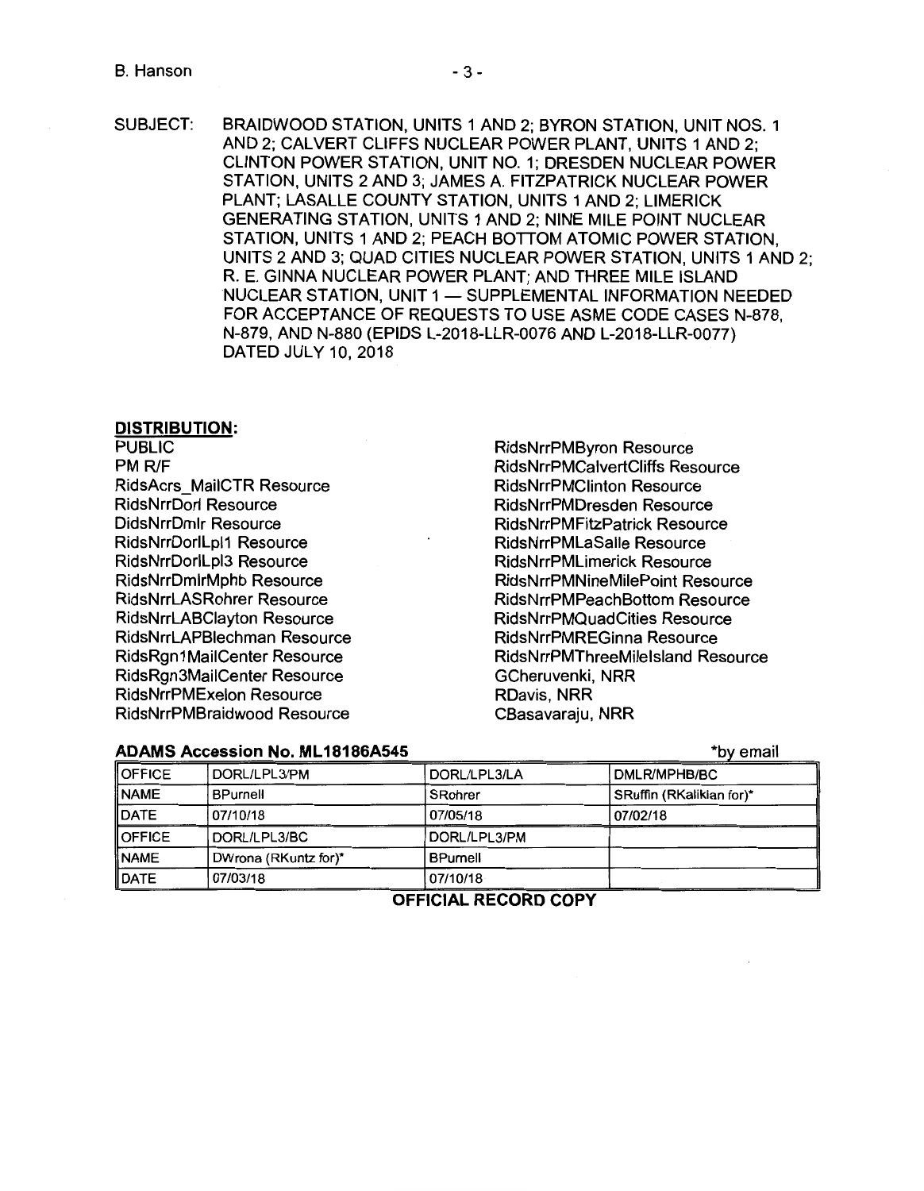SUBJECT: BRAIDWOOD STATION, UNITS 1 AND 2; BYRON STATION, UNIT NOS. 1 AND 2; CALVERT CLIFFS NUCLEAR POWER PLANT, UNITS 1 AND 2; CLINTON POWER STATION, UNIT NO. 1; DRESDEN NUCLEAR POWER STATION, UNITS 2 AND 3; JAMES A. FITZPATRICK NUCLEAR POWER PLANT; LASALLE COUNTY STATION, UNITS 1 AND 2; LIMERICK GENERATING STATION, UNITS 1 AND 2; NINE MILE POINT NUCLEAR STATION, UNITS 1 AND 2; PEACH BOTTOM ATOMIC POWER STATION, UNITS 2 AND 3; QUAD CITIES NUCLEAR POWER STATION, UNITS 1 AND 2; R. E. GINNA NUCLEAR POWER PLANT; AND THREE MILE ISLAND NUCLEAR STATION, UNIT 1 — SUPPLEMENTAL INFORMATION NEEDED FOR ACCEPTANCE OF REQUESTS TO USE ASME CODE CASES N-878, N-879, AND N-880 (EPIDS L-2018-LLR-0076 AND L-2018-LLR-0077) DATED JULY 10, 2018

**DISTRIBUTION:**

PUBLIC
PM R/F
RidsAcrs_MailCTR Resource
RidsNrrDorl Resource
DidsNrrDmlr Resource
RidsNrrDorlLpl1 Resource
RidsNrrDorlLpl3 Resource
RidsNrrDmlrMphb Resource
RidsNrrLASRohrer Resource
RidsNrrLABClayton Resource
RidsNrrLAPBlechman Resource
RidsRgn1MailCenter Resource
RidsRgn3MailCenter Resource
RidsNrrPMExelon Resource
RidsNrrPMBraidwood Resource
RidsNrrPMByron Resource
RidsNrrPMCalvertCliffs Resource
RidsNrrPMClinton Resource
RidsNrrPMDresden Resource
RidsNrrPMFitzPatrick Resource
RidsNrrPMLaSalle Resource
RidsNrrPMLimerick Resource
RidsNrrPMNineMilePoint Resource
RidsNrrPMPeachBottom Resource
RidsNrrPMQuadCities Resource
RidsNrrPMREGinna Resource
RidsNrrPMThreeMileIsland Resource
GCheruvenki, NRR
RDavis, NRR
CBasavaraju, NRR

**ADAMS Accession No. ML18186A545** *by email

| | | | |
|---|---|---|---|
| OFFICE | DORL/LPL3/PM | DORL/LPL3/LA | DMLR/MPHB/BC |
| NAME | BPurnell | SRohrer | SRuffin (RKalikian for)* |
| DATE | 07/10/18 | 07/05/18 | 07/02/18 |
| OFFICE | DORL/LPL3/BC | DORL/LPL3/PM | |
| NAME | DWrona (RKuntz for)* | BPurnell | |
| DATE | 07/03/18 | 07/10/18 | |

**OFFICIAL RECORD COPY**